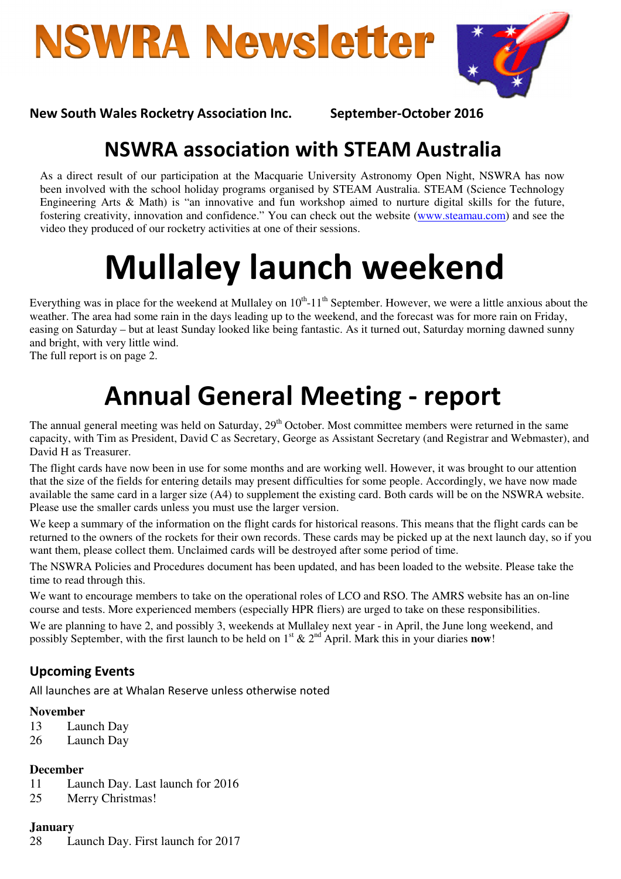# NSWRA Newsletter

**New South Wales Rocketry Association Inc.** **September-October 2016**

## NSWRA association with STEAM Australia

As a direct result of our participation at the Macquarie University Astronomy Open Night, NSWRA has now been involved with the school holiday programs organised by STEAM Australia. STEAM (Science Technology Engineering Arts & Math) is "an innovative and fun workshop aimed to nurture digital skills for the future, fostering creativity, innovation and confidence." You can check out the website (www.steamau.com) and see the video they produced of our rocketry activities at one of their sessions.

# Mullaley launch weekend

Everything was in place for the weekend at Mullaley on 10th-11th September. However, we were a little anxious about the weather. The area had some rain in the days leading up to the weekend, and the forecast was for more rain on Friday, easing on Saturday – but at least Sunday looked like being fantastic. As it turned out, Saturday morning dawned sunny and bright, with very little wind.
The full report is on page 2.

# Annual General Meeting - report

The annual general meeting was held on Saturday, 29th October. Most committee members were returned in the same capacity, with Tim as President, David C as Secretary, George as Assistant Secretary (and Registrar and Webmaster), and David H as Treasurer.

The flight cards have now been in use for some months and are working well. However, it was brought to our attention that the size of the fields for entering details may present difficulties for some people. Accordingly, we have now made available the same card in a larger size (A4) to supplement the existing card. Both cards will be on the NSWRA website. Please use the smaller cards unless you must use the larger version.

We keep a summary of the information on the flight cards for historical reasons. This means that the flight cards can be returned to the owners of the rockets for their own records. These cards may be picked up at the next launch day, so if you want them, please collect them. Unclaimed cards will be destroyed after some period of time.

The NSWRA Policies and Procedures document has been updated, and has been loaded to the website. Please take the time to read through this.

We want to encourage members to take on the operational roles of LCO and RSO. The AMRS website has an on-line course and tests. More experienced members (especially HPR fliers) are urged to take on these responsibilities.

We are planning to have 2, and possibly 3, weekends at Mullaley next year - in April, the June long weekend, and possibly September, with the first launch to be held on 1st & 2nd April. Mark this in your diaries **now**!

### Upcoming Events

All launches are at Whalan Reserve unless otherwise noted

**November**
13 Launch Day
26 Launch Day

**December**
11 Launch Day. Last launch for 2016
25 Merry Christmas!

**January**
28 Launch Day. First launch for 2017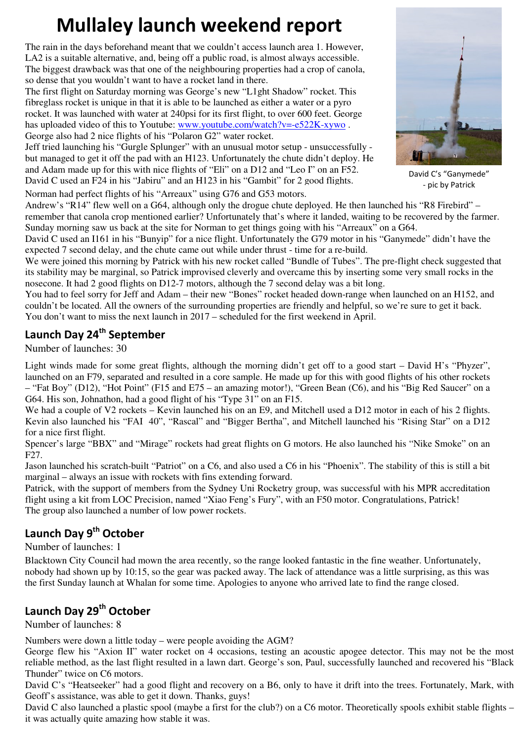# Mullaley launch weekend report

The rain in the days beforehand meant that we couldn't access launch area 1. However, LA2 is a suitable alternative, and, being off a public road, is almost always accessible. The biggest drawback was that one of the neighbouring properties had a crop of canola, so dense that you wouldn't want to have a rocket land in there.

The first flight on Saturday morning was George's new "L1ght Shadow" rocket. This fibreglass rocket is unique in that it is able to be launched as either a water or a pyro rocket. It was launched with water at 240psi for its first flight, to over 600 feet. George has uploaded video of this to Youtube: www.youtube.com/watch?v=-e522K-xywo .

George also had 2 nice flights of his "Polaron G2" water rocket.

Jeff tried launching his "Gurgle Splunger" with an unusual motor setup - unsuccessfully - but managed to get it off the pad with an H123. Unfortunately the chute didn't deploy. He and Adam made up for this with nice flights of "Eli" on a D12 and "Leo I" on an F52.

David C used an F24 in his "Jabiru" and an H123 in his "Gambit" for 2 good flights.

David C's "Ganymede" - pic by Patrick

Norman had perfect flights of his "Arreaux" using G76 and G53 motors.

Andrew's "R14" flew well on a G64, although only the drogue chute deployed. He then launched his "R8 Firebird" – remember that canola crop mentioned earlier? Unfortunately that's where it landed, waiting to be recovered by the farmer.

Sunday morning saw us back at the site for Norman to get things going with his "Arreaux" on a G64.

David C used an I161 in his "Bunyip" for a nice flight. Unfortunately the G79 motor in his "Ganymede" didn't have the expected 7 second delay, and the chute came out while under thrust - time for a re-build.

We were joined this morning by Patrick with his new rocket called "Bundle of Tubes". The pre-flight check suggested that its stability may be marginal, so Patrick improvised cleverly and overcame this by inserting some very small rocks in the nosecone. It had 2 good flights on D12-7 motors, although the 7 second delay was a bit long.

You had to feel sorry for Jeff and Adam – their new "Bones" rocket headed down-range when launched on an H152, and couldn't be located. All the owners of the surrounding properties are friendly and helpful, so we're sure to get it back.

You don't want to miss the next launch in 2017 – scheduled for the first weekend in April.

## Launch Day 24th September

Number of launches: 30

Light winds made for some great flights, although the morning didn't get off to a good start – David H's "Phyzer", launched on an F79, separated and resulted in a core sample. He made up for this with good flights of his other rockets – "Fat Boy" (D12), "Hot Point" (F15 and E75 – an amazing motor!), "Green Bean (C6), and his "Big Red Saucer" on a G64. His son, Johnathon, had a good flight of his "Type 31" on an F15.

We had a couple of V2 rockets – Kevin launched his on an E9, and Mitchell used a D12 motor in each of his 2 flights. Kevin also launched his "FAI 40", "Rascal" and "Bigger Bertha", and Mitchell launched his "Rising Star" on a D12 for a nice first flight.

Spencer's large "BBX" and "Mirage" rockets had great flights on G motors. He also launched his "Nike Smoke" on an F27.

Jason launched his scratch-built "Patriot" on a C6, and also used a C6 in his "Phoenix". The stability of this is still a bit marginal – always an issue with rockets with fins extending forward.

Patrick, with the support of members from the Sydney Uni Rocketry group, was successful with his MPR accreditation flight using a kit from LOC Precision, named "Xiao Feng's Fury", with an F50 motor. Congratulations, Patrick!

The group also launched a number of low power rockets.

## Launch Day 9th October

Number of launches: 1

Blacktown City Council had mown the area recently, so the range looked fantastic in the fine weather. Unfortunately, nobody had shown up by 10:15, so the gear was packed away. The lack of attendance was a little surprising, as this was the first Sunday launch at Whalan for some time. Apologies to anyone who arrived late to find the range closed.

## Launch Day 29th October

Number of launches: 8

Numbers were down a little today – were people avoiding the AGM?

George flew his "Axion II" water rocket on 4 occasions, testing an acoustic apogee detector. This may not be the most reliable method, as the last flight resulted in a lawn dart. George's son, Paul, successfully launched and recovered his "Black Thunder" twice on C6 motors.

David C's "Heatseeker" had a good flight and recovery on a B6, only to have it drift into the trees. Fortunately, Mark, with Geoff's assistance, was able to get it down. Thanks, guys!

David C also launched a plastic spool (maybe a first for the club?) on a C6 motor. Theoretically spools exhibit stable flights – it was actually quite amazing how stable it was.